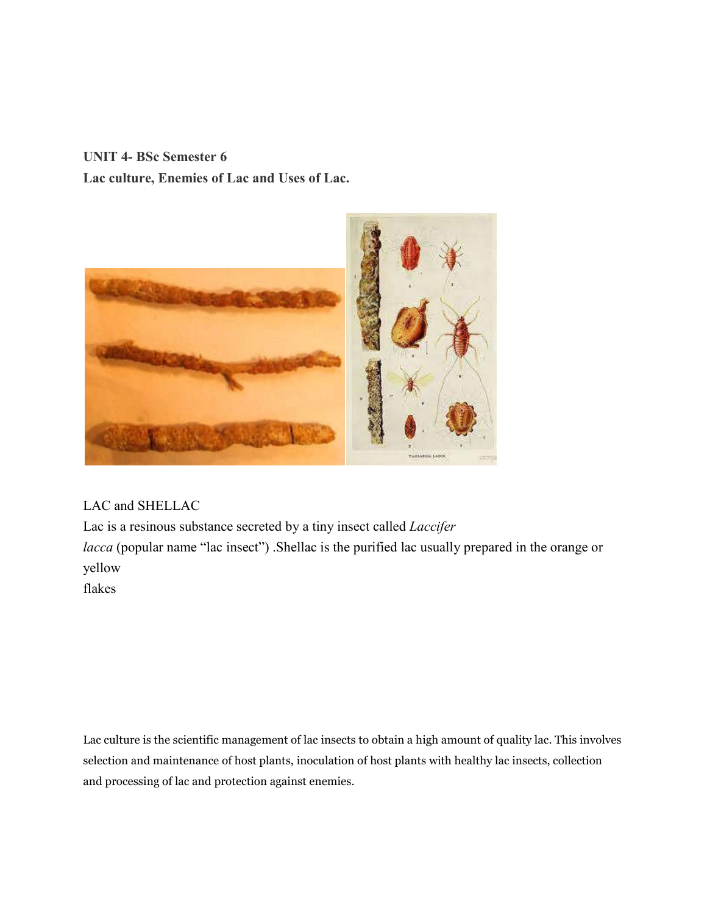**UNIT 4- BSc Semester 6**

**Lac culture, Enemies of Lac and Uses of Lac.**

LAC and SHELLAC

Lac is a resinous substance secreted by a tiny insect called *Laccifer lacca* (popular name "lac insect") .Shellac is the purified lac usually prepared in the orange or yellow flakes

Lac culture is the scientific management of lac insects to obtain a high amount of quality lac. This involves selection and maintenance of host plants, inoculation of host plants with healthy lac insects, collection and processing of lac and protection against enemies.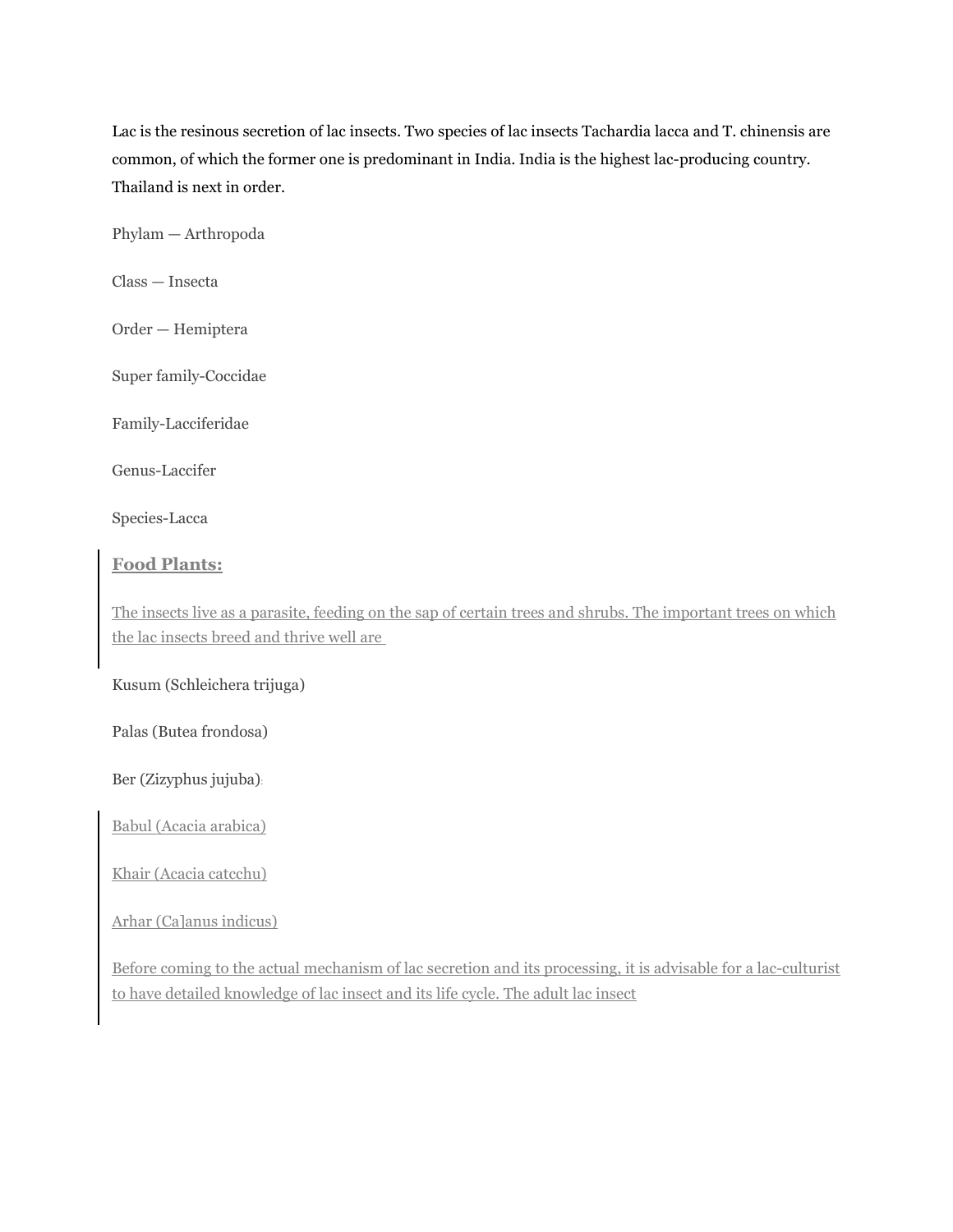Lac is the resinous secretion of lac insects. Two species of lac insects Tachardia lacca and T. chinensis are common, of which the former one is predominant in India. India is the highest lac-producing country. Thailand is next in order.

Phylam — Arthropoda

Class — Insecta

Order — Hemiptera

Super family-Coccidae

Family-Lacciferidae

Genus-Laccifer

Species-Lacca

**Food Plants:**

The insects live as a parasite, feeding on the sap of certain trees and shrubs. The important trees on which the lac insects breed and thrive well are

Kusum (Schleichera trijuga)

Palas (Butea frondosa)

Ber (Zizyphus jujuba):

Babul (Acacia arabica)

Khair (Acacia catcchu)

Arhar (Ca]anus indicus)

Before coming to the actual mechanism of lac secretion and its processing, it is advisable for a lac-culturist to have detailed knowledge of lac insect and its life cycle. The adult lac insect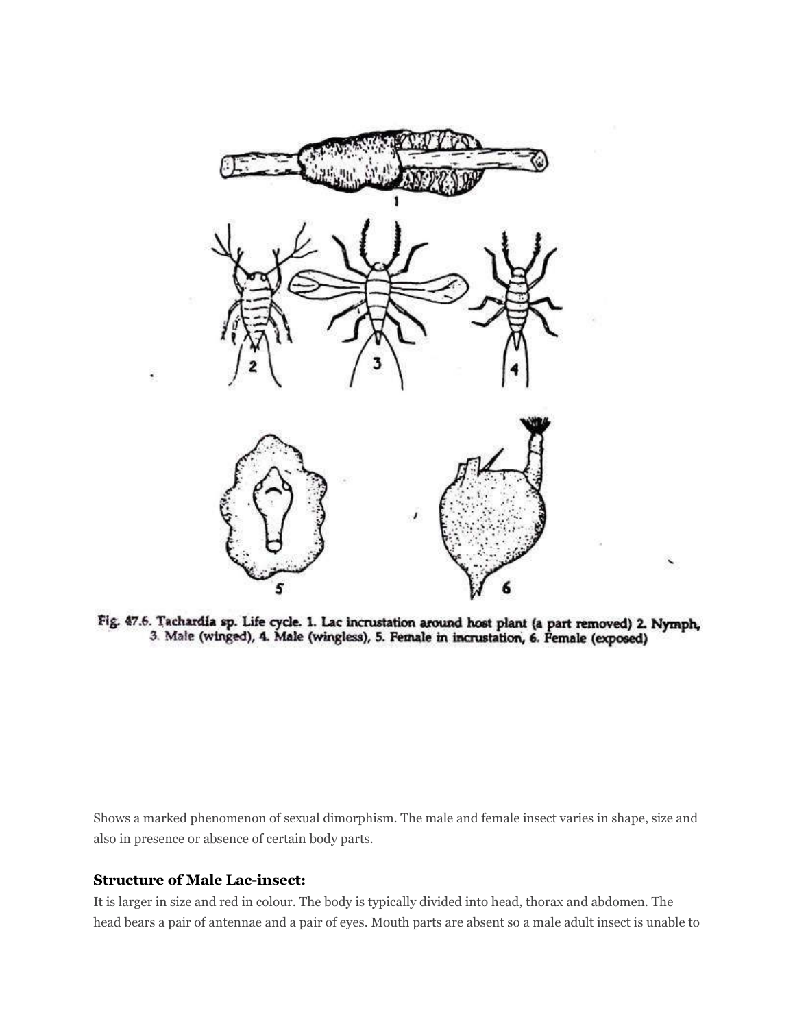Fig. 47.6. Tachardia sp. Life cycle. 1. Lac incrustation around host plant (a part removed) 2. Nymph, 3. Male (winged), 4. Male (wingless), 5. Female in incrustation, 6. Female (exposed)

Shows a marked phenomenon of sexual dimorphism. The male and female insect varies in shape, size and also in presence or absence of certain body parts.

### Structure of Male Lac-insect:

It is larger in size and red in colour. The body is typically divided into head, thorax and abdomen. The head bears a pair of antennae and a pair of eyes. Mouth parts are absent so a male adult insect is unable to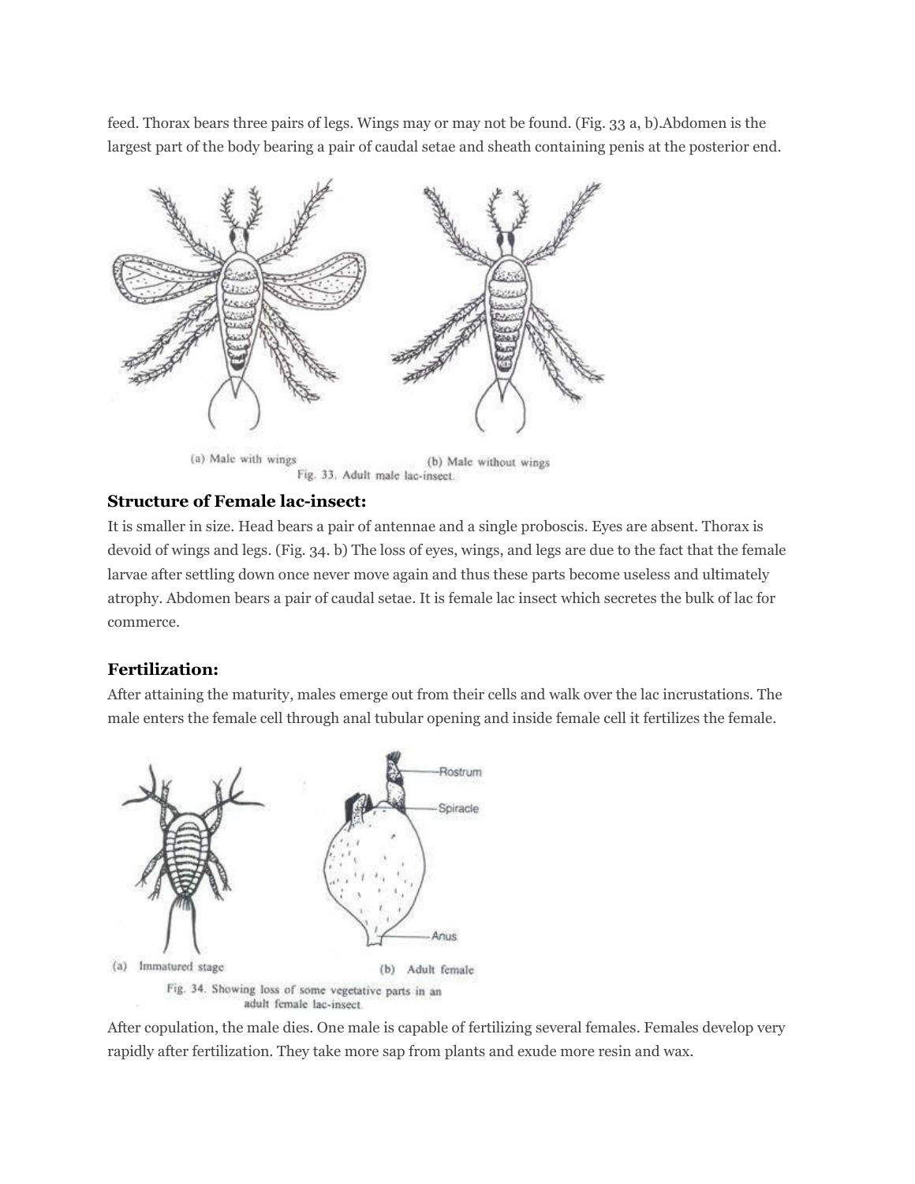feed. Thorax bears three pairs of legs. Wings may or may not be found. (Fig. 33 a, b).Abdomen is the largest part of the body bearing a pair of caudal setae and sheath containing penis at the posterior end.

(a) Male with wings (b) Male without wings

Fig. 33. Adult male lac-insect.

### Structure of Female lac-insect:

It is smaller in size. Head bears a pair of antennae and a single proboscis. Eyes are absent. Thorax is devoid of wings and legs. (Fig. 34. b) The loss of eyes, wings, and legs are due to the fact that the female larvae after settling down once never move again and thus these parts become useless and ultimately atrophy. Abdomen bears a pair of caudal setae. It is female lac insect which secretes the bulk of lac for commerce.

### Fertilization:

After attaining the maturity, males emerge out from their cells and walk over the lac incrustations. The male enters the female cell through anal tubular opening and inside female cell it fertilizes the female.

(a) Immatured stage (b) Adult female

Fig. 34. Showing loss of some vegetative parts in an adult female lac-insect.

After copulation, the male dies. One male is capable of fertilizing several females. Females develop very rapidly after fertilization. They take more sap from plants and exude more resin and wax.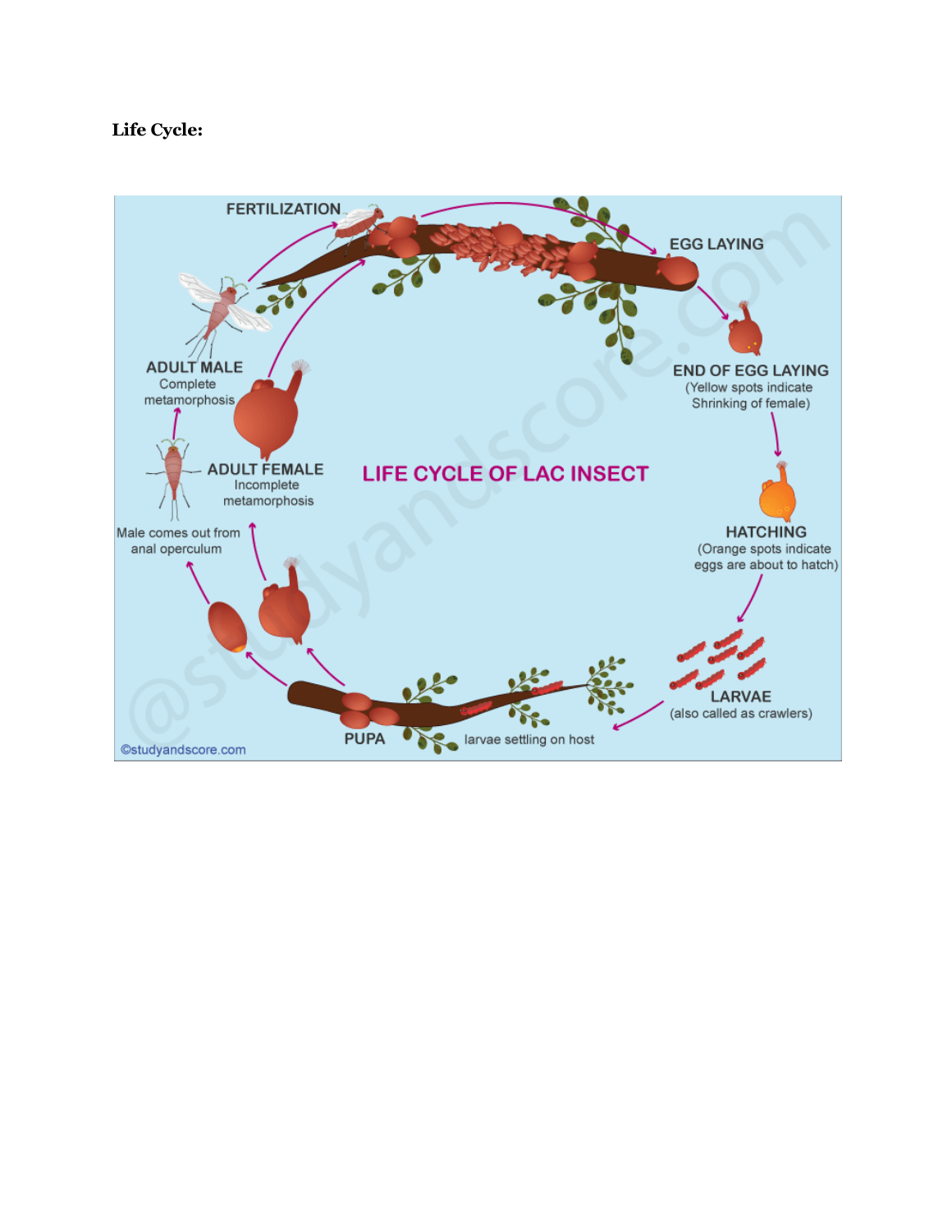**Life Cycle:**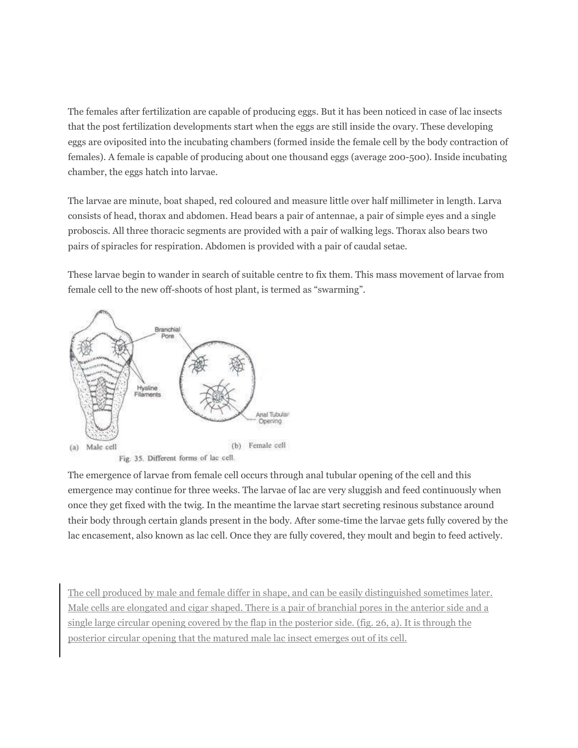The females after fertilization are capable of producing eggs. But it has been noticed in case of lac insects that the post fertilization developments start when the eggs are still inside the ovary. These developing eggs are oviposited into the incubating chambers (formed inside the female cell by the body contraction of females). A female is capable of producing about one thousand eggs (average 200-500). Inside incubating chamber, the eggs hatch into larvae.

The larvae are minute, boat shaped, red coloured and measure little over half millimeter in length. Larva consists of head, thorax and abdomen. Head bears a pair of antennae, a pair of simple eyes and a single proboscis. All three thoracic segments are provided with a pair of walking legs. Thorax also bears two pairs of spiracles for respiration. Abdomen is provided with a pair of caudal setae.

These larvae begin to wander in search of suitable centre to fix them. This mass movement of larvae from female cell to the new off-shoots of host plant, is termed as "swarming".

Branchial Pore

Hyaline Filaments

Anal Tubular Opening

(a) Male cell (b) Female cell

Fig. 35. Different forms of lac cell.

The emergence of larvae from female cell occurs through anal tubular opening of the cell and this emergence may continue for three weeks. The larvae of lac are very sluggish and feed continuously when once they get fixed with the twig. In the meantime the larvae start secreting resinous substance around their body through certain glands present in the body. After some-time the larvae gets fully covered by the lac encasement, also known as lac cell. Once they are fully covered, they moult and begin to feed actively.

> The cell produced by male and female differ in shape, and can be easily distinguished sometimes later. Male cells are elongated and cigar shaped. There is a pair of branchial pores in the anterior side and a single large circular opening covered by the flap in the posterior side. (fig. 26, a). It is through the posterior circular opening that the matured male lac insect emerges out of its cell.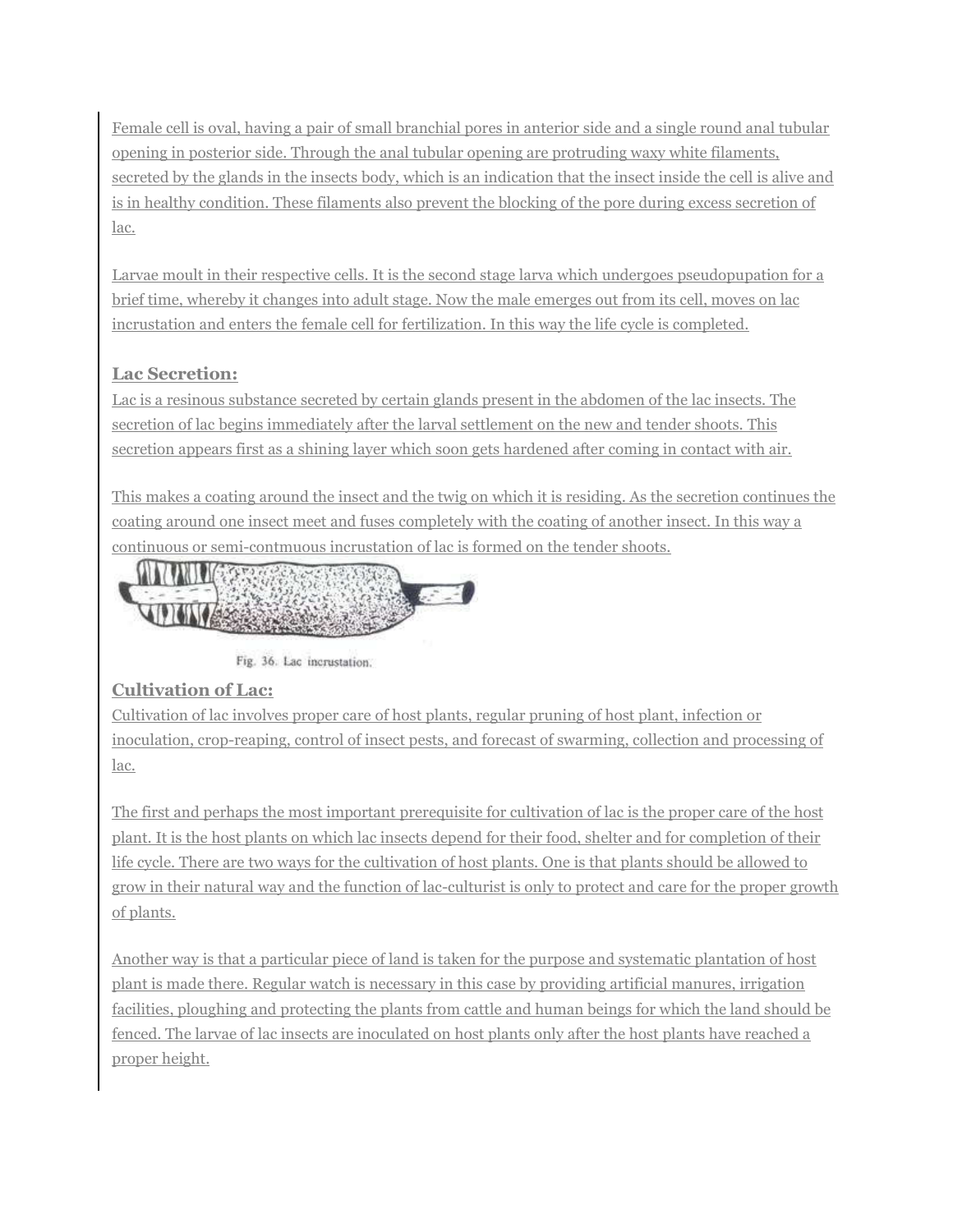Female cell is oval, having a pair of small branchial pores in anterior side and a single round anal tubular opening in posterior side. Through the anal tubular opening are protruding waxy white filaments, secreted by the glands in the insects body, which is an indication that the insect inside the cell is alive and is in healthy condition. These filaments also prevent the blocking of the pore during excess secretion of lac.

Larvae moult in their respective cells. It is the second stage larva which undergoes pseudopupation for a brief time, whereby it changes into adult stage. Now the male emerges out from its cell, moves on lac incrustation and enters the female cell for fertilization. In this way the life cycle is completed.

### Lac Secretion:

Lac is a resinous substance secreted by certain glands present in the abdomen of the lac insects. The secretion of lac begins immediately after the larval settlement on the new and tender shoots. This secretion appears first as a shining layer which soon gets hardened after coming in contact with air.

This makes a coating around the insect and the twig on which it is residing. As the secretion continues the coating around one insect meet and fuses completely with the coating of another insect. In this way a continuous or semi-contmuous incrustation of lac is formed on the tender shoots.

Fig. 36. Lac incrustation.

### Cultivation of Lac:

Cultivation of lac involves proper care of host plants, regular pruning of host plant, infection or inoculation, crop-reaping, control of insect pests, and forecast of swarming, collection and processing of lac.

The first and perhaps the most important prerequisite for cultivation of lac is the proper care of the host plant. It is the host plants on which lac insects depend for their food, shelter and for completion of their life cycle. There are two ways for the cultivation of host plants. One is that plants should be allowed to grow in their natural way and the function of lac-culturist is only to protect and care for the proper growth of plants.

Another way is that a particular piece of land is taken for the purpose and systematic plantation of host plant is made there. Regular watch is necessary in this case by providing artificial manures, irrigation facilities, ploughing and protecting the plants from cattle and human beings for which the land should be fenced. The larvae of lac insects are inoculated on host plants only after the host plants have reached a proper height.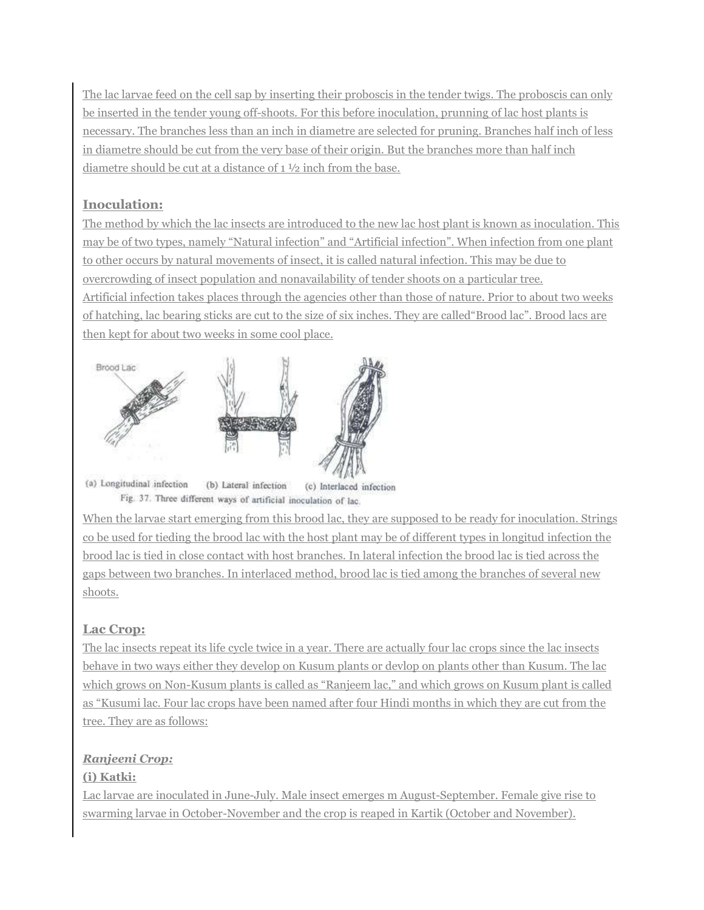The lac larvae feed on the cell sap by inserting their proboscis in the tender twigs. The proboscis can only be inserted in the tender young off-shoots. For this before inoculation, prunning of lac host plants is necessary. The branches less than an inch in diametre are selected for pruning. Branches half inch of less in diametre should be cut from the very base of their origin. But the branches more than half inch diametre should be cut at a distance of 1 ½ inch from the base.

### Inoculation:

The method by which the lac insects are introduced to the new lac host plant is known as inoculation. This may be of two types, namely "Natural infection" and "Artificial infection". When infection from one plant to other occurs by natural movements of insect, it is called natural infection. This may be due to overcrowding of insect population and nonavailability of tender shoots on a particular tree.
Artificial infection takes places through the agencies other than those of nature. Prior to about two weeks of hatching, lac bearing sticks are cut to the size of six inches. They are called"Brood lac". Brood lacs are then kept for about two weeks in some cool place.

Brood Lac

(a) Longitudinal infection (b) Lateral infection (c) Interlaced infection

Fig. 37. Three different ways of artificial inoculation of lac.

When the larvae start emerging from this brood lac, they are supposed to be ready for inoculation. Strings co be used for tieding the brood lac with the host plant may be of different types in longitud infection the brood lac is tied in close contact with host branches. In lateral infection the brood lac is tied across the gaps between two branches. In interlaced method, brood lac is tied among the branches of several new shoots.

### Lac Crop:

The lac insects repeat its life cycle twice in a year. There are actually four lac crops since the lac insects behave in two ways either they develop on Kusum plants or devlop on plants other than Kusum. The lac which grows on Non-Kusum plants is called as "Ranjeem lac," and which grows on Kusum plant is called as "Kusumi lac. Four lac crops have been named after four Hindi months in which they are cut from the tree. They are as follows:

***Ranjeeni Crop:***

**(i) Katki:**

Lac larvae are inoculated in June-July. Male insect emerges m August-September. Female give rise to swarming larvae in October-November and the crop is reaped in Kartik (October and November).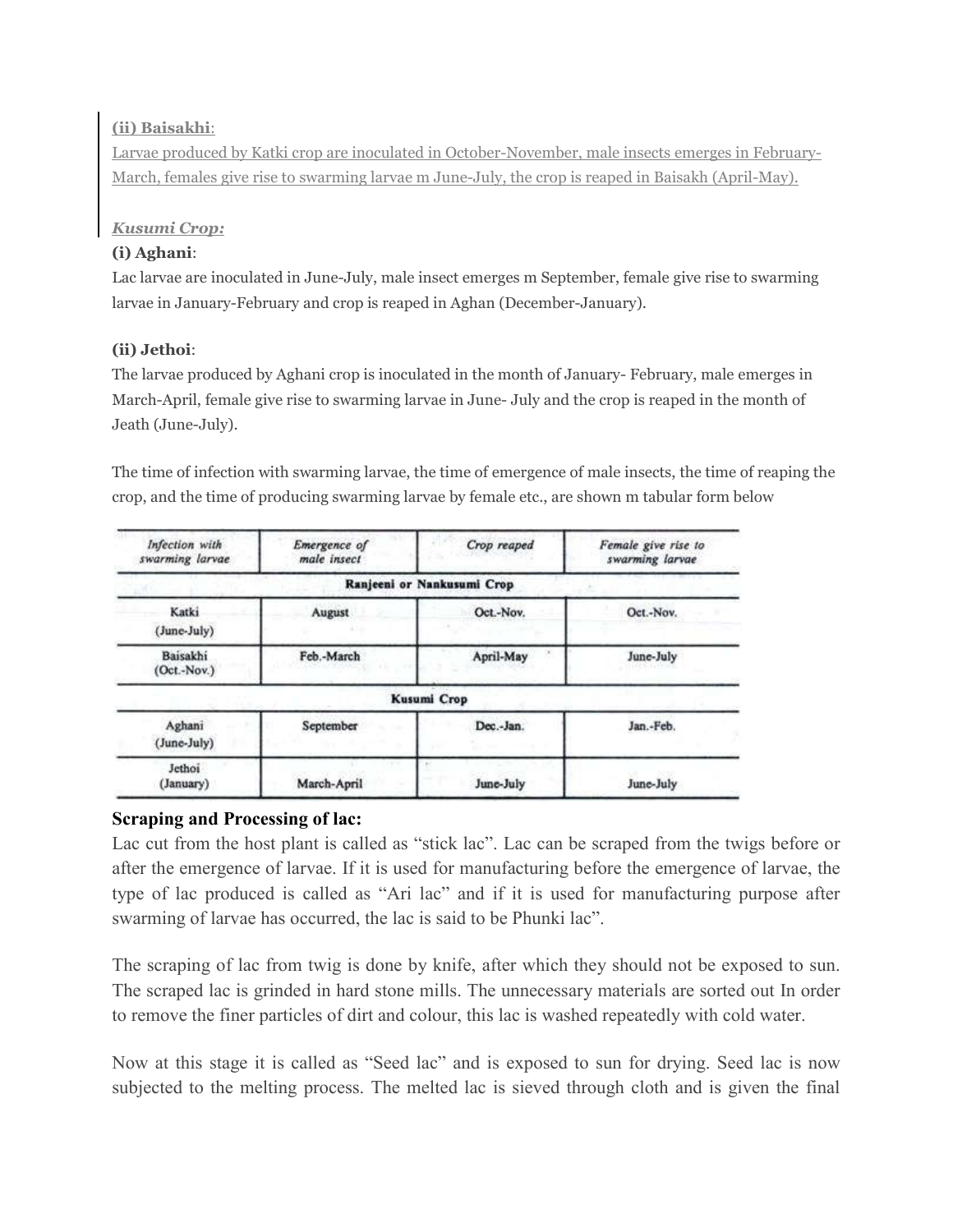**(ii) Baisakhi**:

Larvae produced by Katki crop are inoculated in October-November, male insects emerges in February-March, females give rise to swarming larvae m June-July, the crop is reaped in Baisakh (April-May).

***Kusumi Crop:***

**(i) Aghani**:

Lac larvae are inoculated in June-July, male insect emerges m September, female give rise to swarming larvae in January-February and crop is reaped in Aghan (December-January).

**(ii) Jethoi**:

The larvae produced by Aghani crop is inoculated in the month of January- February, male emerges in March-April, female give rise to swarming larvae in June- July and the crop is reaped in the month of Jeath (June-July).

The time of infection with swarming larvae, the time of emergence of male insects, the time of reaping the crop, and the time of producing swarming larvae by female etc., are shown m tabular form below

| *Infection with swarming larvae* | *Emergence of male insect* | *Crop reaped* | *Female give rise to swarming larvae* |
|---|---|---|---|
| **Ranjeeni or Nankusumi Crop** | | | |
| Katki (June-July) | August | Oct.-Nov. | Oct.-Nov. |
| Baisakhi (Oct.-Nov.) | Feb.-March | April-May | June-July |
| **Kusumi Crop** | | | |
| Aghani (June-July) | September | Dec.-Jan. | Jan.-Feb. |
| Jethoi (January) | March-April | June-July | June-July |

## Scraping and Processing of lac:

Lac cut from the host plant is called as "stick lac". Lac can be scraped from the twigs before or after the emergence of larvae. If it is used for manufacturing before the emergence of larvae, the type of lac produced is called as "Ari lac" and if it is used for manufacturing purpose after swarming of larvae has occurred, the lac is said to be Phunki lac".

The scraping of lac from twig is done by knife, after which they should not be exposed to sun. The scraped lac is grinded in hard stone mills. The unnecessary materials are sorted out In order to remove the finer particles of dirt and colour, this lac is washed repeatedly with cold water.

Now at this stage it is called as "Seed lac" and is exposed to sun for drying. Seed lac is now subjected to the melting process. The melted lac is sieved through cloth and is given the final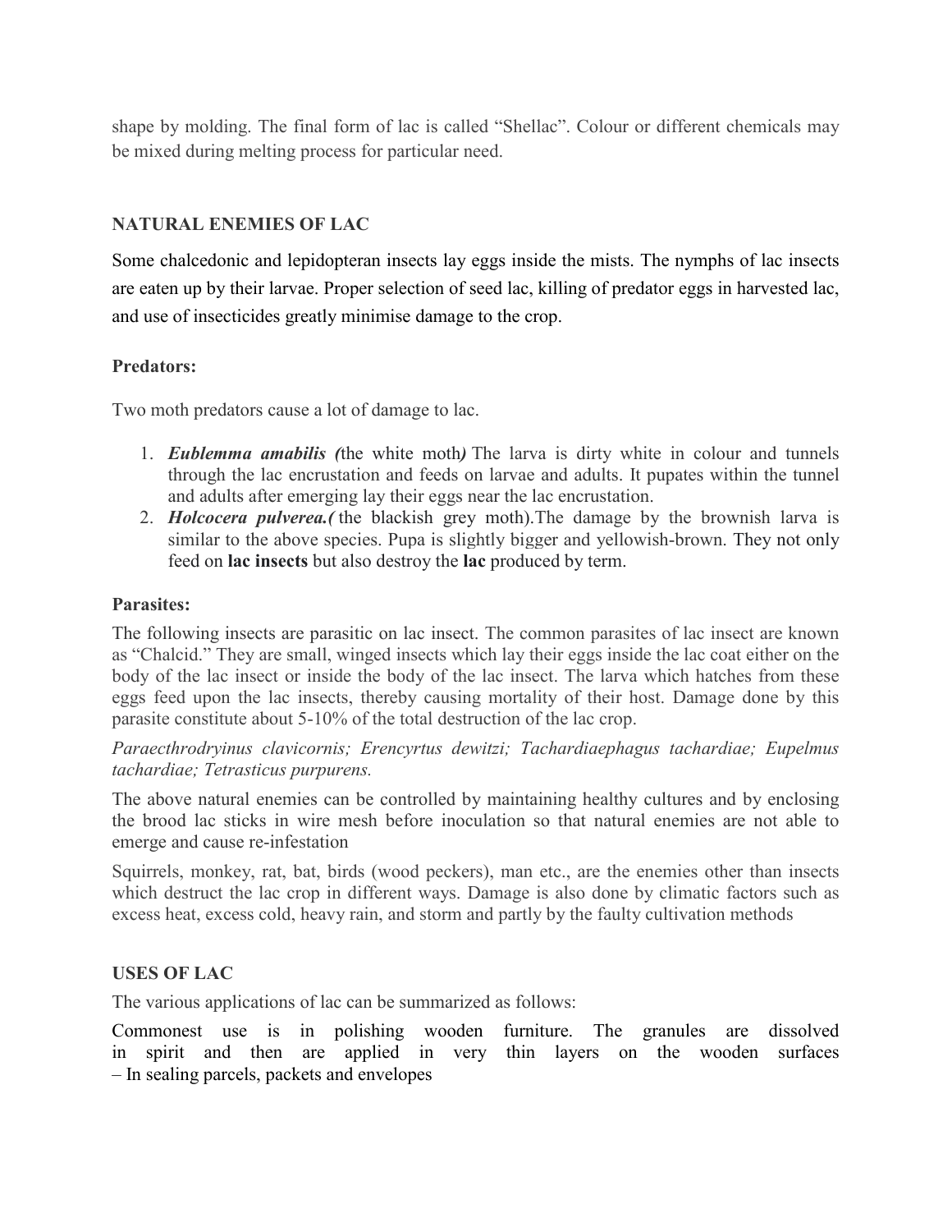shape by molding. The final form of lac is called "Shellac". Colour or different chemicals may be mixed during melting process for particular need.

## NATURAL ENEMIES OF LAC

Some chalcedonic and lepidopteran insects lay eggs inside the mists. The nymphs of lac insects are eaten up by their larvae. Proper selection of seed lac, killing of predator eggs in harvested lac, and use of insecticides greatly minimise damage to the crop.

### Predators:

Two moth predators cause a lot of damage to lac.

1. ***Eublemma amabilis (**the white moth**)*** The larva is dirty white in colour and tunnels through the lac encrustation and feeds on larvae and adults. It pupates within the tunnel and adults after emerging lay their eggs near the lac encrustation.
2. ***Holcocera pulverea.(*** the blackish grey moth).The damage by the brownish larva is similar to the above species. Pupa is slightly bigger and yellowish-brown. They not only feed on **lac insects** but also destroy the **lac** produced by term.

### Parasites:

The following insects are parasitic on lac insect. The common parasites of lac insect are known as "Chalcid." They are small, winged insects which lay their eggs inside the lac coat either on the body of the lac insect or inside the body of the lac insect. The larva which hatches from these eggs feed upon the lac insects, thereby causing mortality of their host. Damage done by this parasite constitute about 5-10% of the total destruction of the lac crop.

*Paraecthrodryinus clavicornis; Erencyrtus dewitzi; Tachardiaephagus tachardiae; Eupelmus tachardiae; Tetrasticus purpurens.*

The above natural enemies can be controlled by maintaining healthy cultures and by enclosing the brood lac sticks in wire mesh before inoculation so that natural enemies are not able to emerge and cause re-infestation

Squirrels, monkey, rat, bat, birds (wood peckers), man etc., are the enemies other than insects which destruct the lac crop in different ways. Damage is also done by climatic factors such as excess heat, excess cold, heavy rain, and storm and partly by the faulty cultivation methods

## USES OF LAC

The various applications of lac can be summarized as follows:

Commonest use is in polishing wooden furniture. The granules are dissolved in spirit and then are applied in very thin layers on the wooden surfaces
– In sealing parcels, packets and envelopes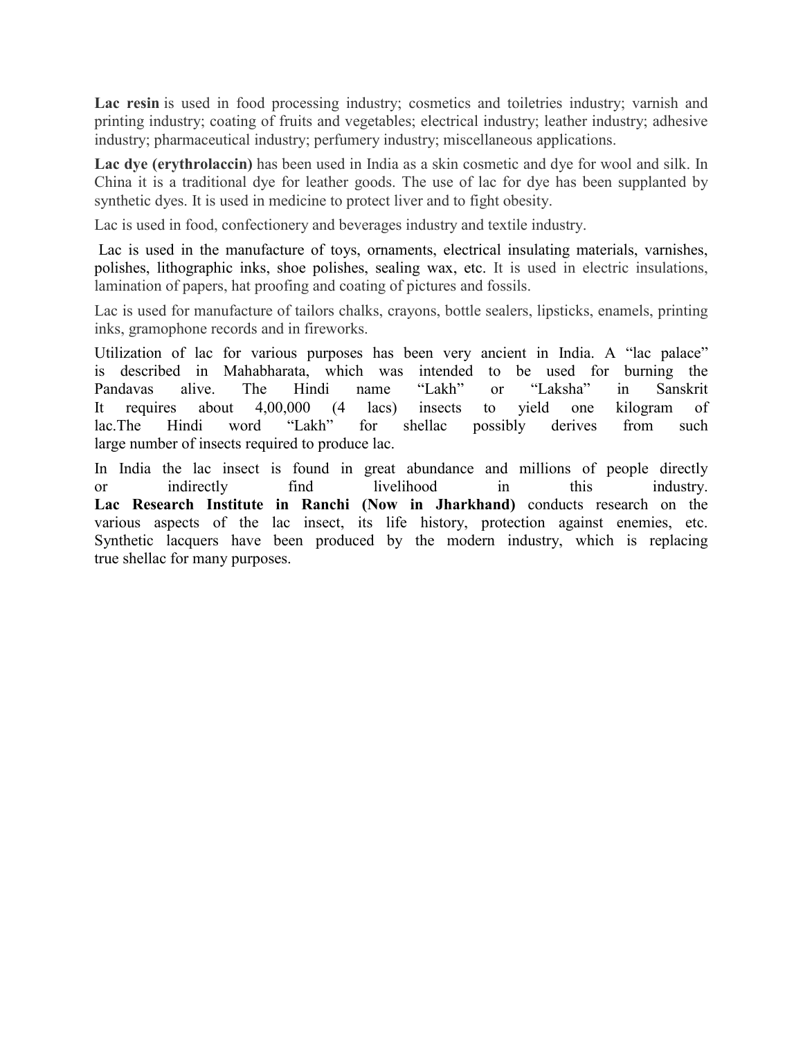**Lac resin** is used in food processing industry; cosmetics and toiletries industry; varnish and printing industry; coating of fruits and vegetables; electrical industry; leather industry; adhesive industry; pharmaceutical industry; perfumery industry; miscellaneous applications.

**Lac dye (erythrolaccin)** has been used in India as a skin cosmetic and dye for wool and silk. In China it is a traditional dye for leather goods. The use of lac for dye has been supplanted by synthetic dyes. It is used in medicine to protect liver and to fight obesity.

Lac is used in food, confectionery and beverages industry and textile industry.

Lac is used in the manufacture of toys, ornaments, electrical insulating materials, varnishes, polishes, lithographic inks, shoe polishes, sealing wax, etc. It is used in electric insulations, lamination of papers, hat proofing and coating of pictures and fossils.

Lac is used for manufacture of tailors chalks, crayons, bottle sealers, lipsticks, enamels, printing inks, gramophone records and in fireworks.

Utilization of lac for various purposes has been very ancient in India. A "lac palace" is described in Mahabharata, which was intended to be used for burning the Pandavas alive. The Hindi name "Lakh" or "Laksha" in Sanskrit It requires about 4,00,000 (4 lacs) insects to yield one kilogram of lac.The Hindi word "Lakh" for shellac possibly derives from such large number of insects required to produce lac.

In India the lac insect is found in great abundance and millions of people directly or indirectly find livelihood in this industry. **Lac Research Institute in Ranchi (Now in Jharkhand)** conducts research on the various aspects of the lac insect, its life history, protection against enemies, etc. Synthetic lacquers have been produced by the modern industry, which is replacing true shellac for many purposes.